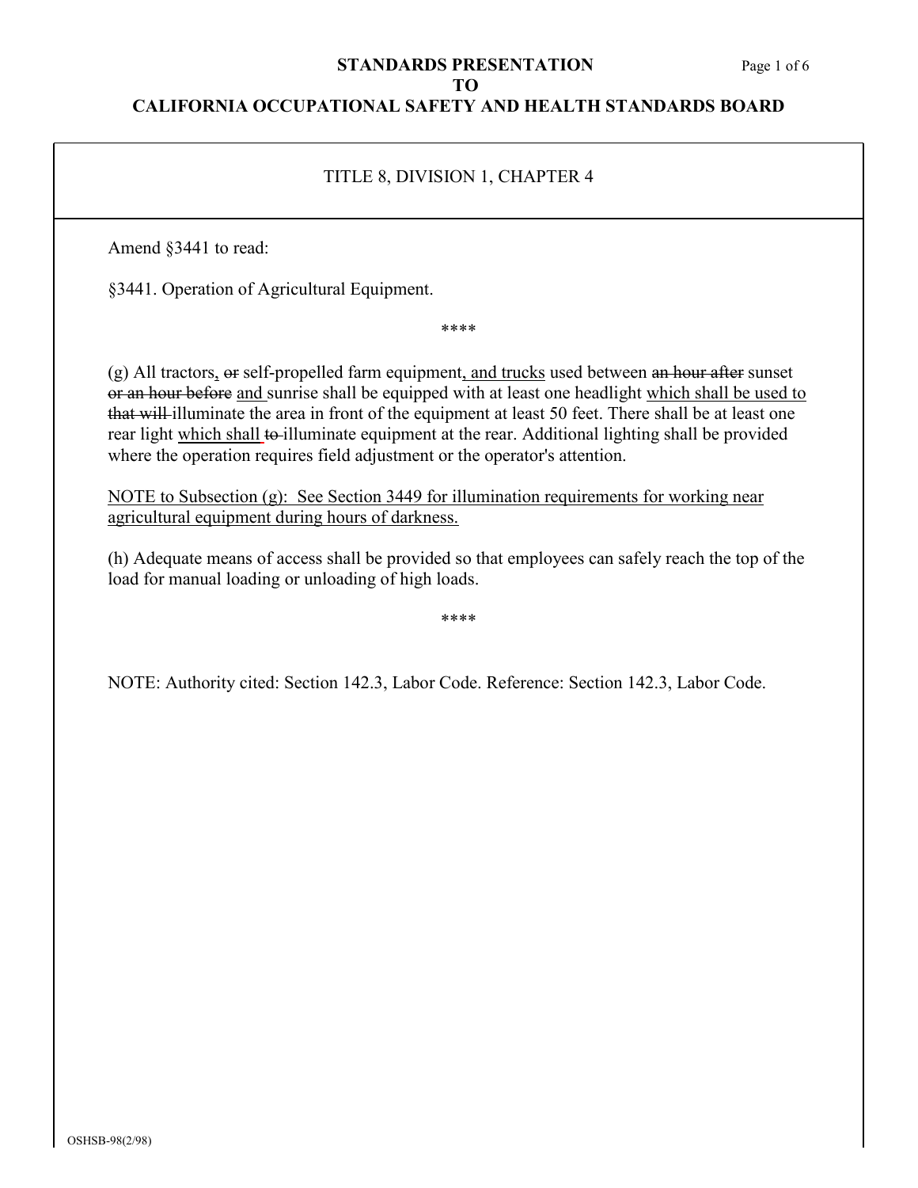**STANDARDS PRESENTATION**
**TO**
**CALIFORNIA OCCUPATIONAL SAFETY AND HEALTH STANDARDS BOARD**

TITLE 8, DIVISION 1, CHAPTER 4

Amend §3441 to read:

§3441. Operation of Agricultural Equipment.

\*\*\*\*

(g) All tractors, ~~or~~ self-propelled farm equipment, and trucks used between ~~an hour after~~ sunset ~~or an hour before~~ and sunrise shall be equipped with at least one headlight which shall be used to ~~that will~~ illuminate the area in front of the equipment at least 50 feet. There shall be at least one rear light which shall ~~to~~ illuminate equipment at the rear. Additional lighting shall be provided where the operation requires field adjustment or the operator's attention.

<u>NOTE to Subsection (g): See Section 3449 for illumination requirements for working near agricultural equipment during hours of darkness.</u>

(h) Adequate means of access shall be provided so that employees can safely reach the top of the load for manual loading or unloading of high loads.

\*\*\*\*

NOTE: Authority cited: Section 142.3, Labor Code. Reference: Section 142.3, Labor Code.

OSHSB-98(2/98)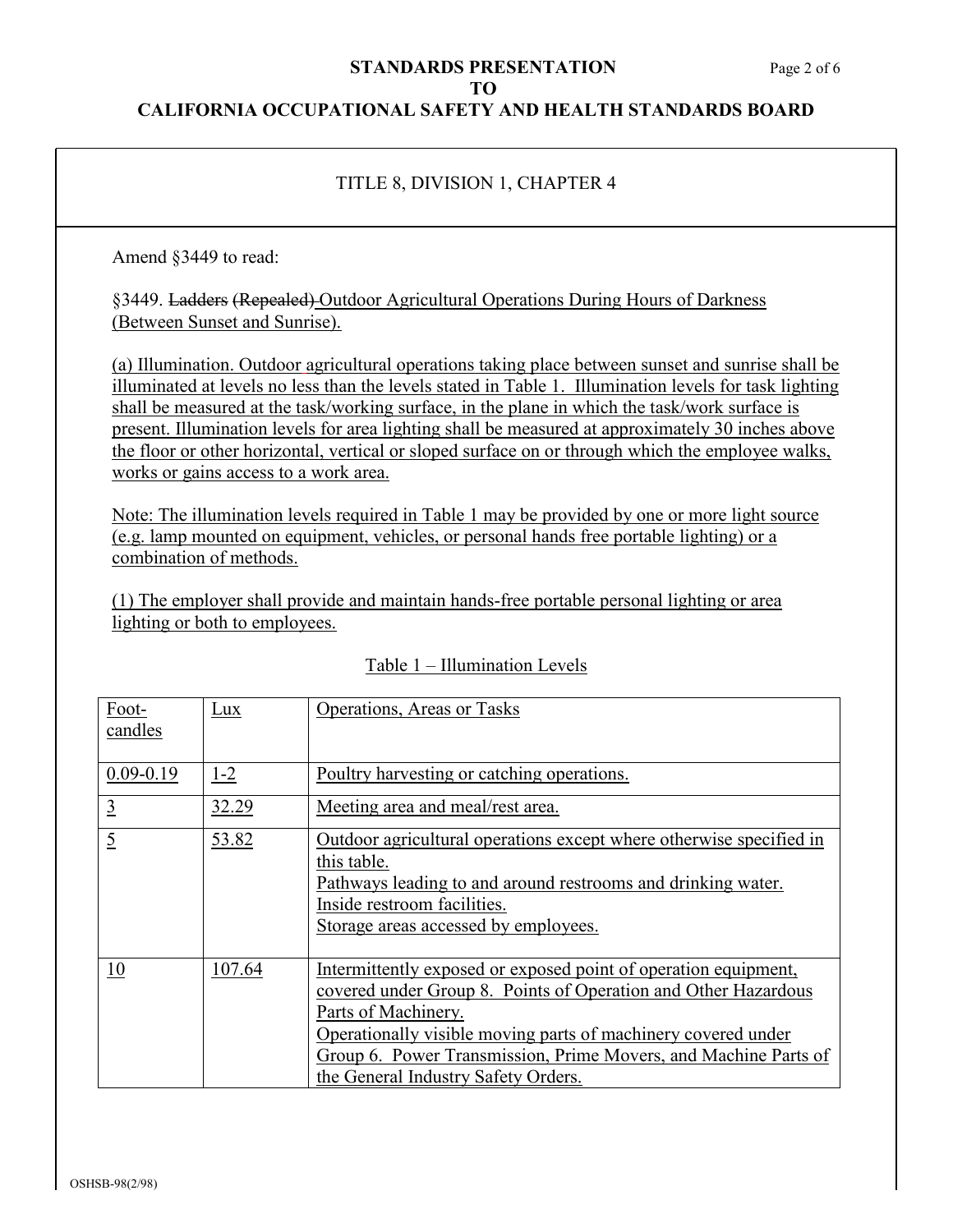**STANDARDS PRESENTATION**
**TO**
**CALIFORNIA OCCUPATIONAL SAFETY AND HEALTH STANDARDS BOARD**

TITLE 8, DIVISION 1, CHAPTER 4

Amend §3449 to read:

§3449. ~~Ladders (Repealed)~~ Outdoor Agricultural Operations During Hours of Darkness (Between Sunset and Sunrise).

(a) Illumination. Outdoor agricultural operations taking place between sunset and sunrise shall be illuminated at levels no less than the levels stated in Table 1. Illumination levels for task lighting shall be measured at the task/working surface, in the plane in which the task/work surface is present. Illumination levels for area lighting shall be measured at approximately 30 inches above the floor or other horizontal, vertical or sloped surface on or through which the employee walks, works or gains access to a work area.

Note: The illumination levels required in Table 1 may be provided by one or more light source (e.g. lamp mounted on equipment, vehicles, or personal hands free portable lighting) or a combination of methods.

(1) The employer shall provide and maintain hands-free portable personal lighting or area lighting or both to employees.

Table 1 – Illumination Levels

| Foot-candles | Lux | Operations, Areas or Tasks |
|---|---|---|
| 0.09-0.19 | 1-2 | Poultry harvesting or catching operations. |
| 3 | 32.29 | Meeting area and meal/rest area. |
| 5 | 53.82 | Outdoor agricultural operations except where otherwise specified in this table.<br>Pathways leading to and around restrooms and drinking water.<br>Inside restroom facilities.<br>Storage areas accessed by employees. |
| 10 | 107.64 | Intermittently exposed or exposed point of operation equipment, covered under Group 8. Points of Operation and Other Hazardous Parts of Machinery.<br>Operationally visible moving parts of machinery covered under Group 6. Power Transmission, Prime Movers, and Machine Parts of the General Industry Safety Orders. |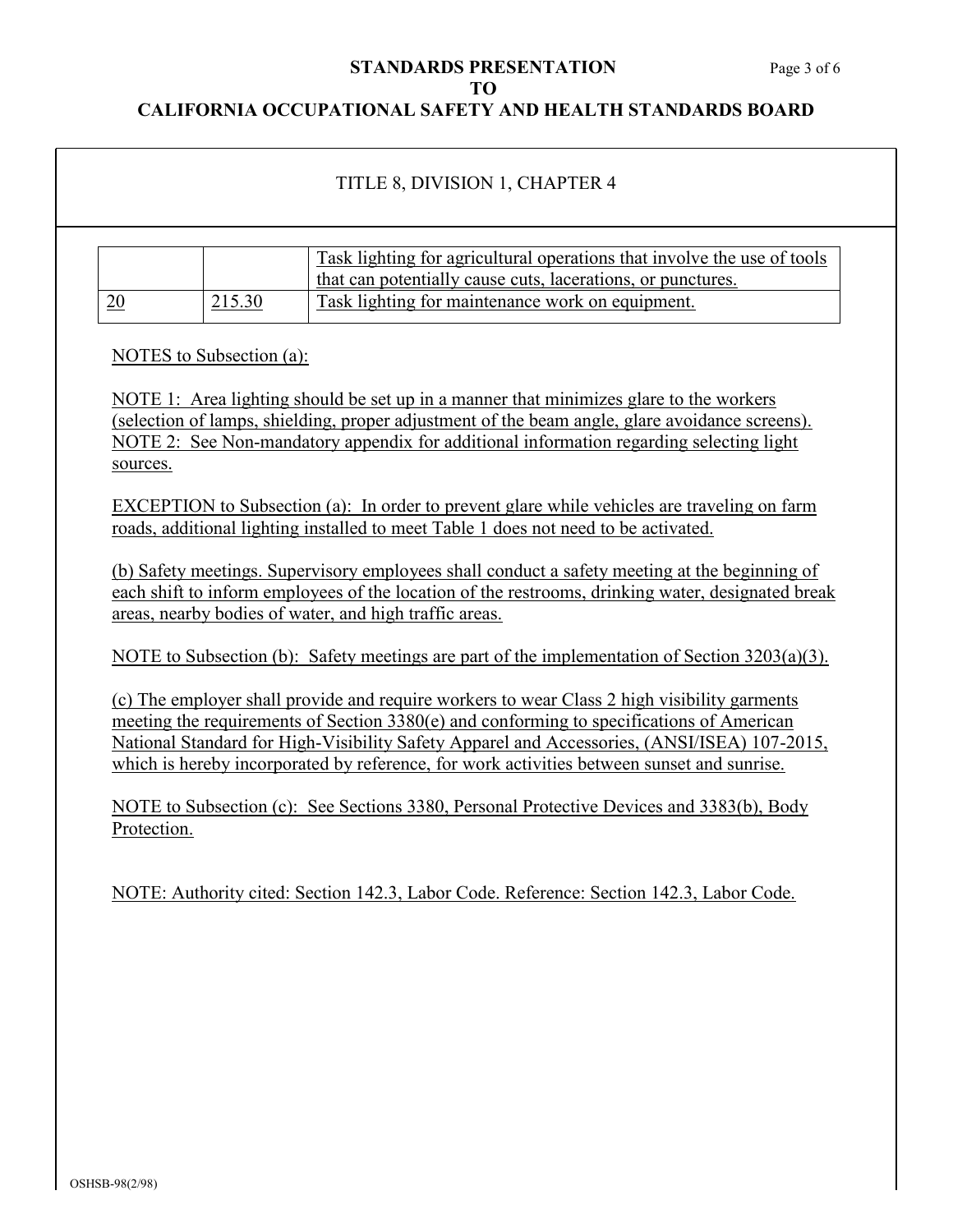TITLE 8, DIVISION 1, CHAPTER 4

| | | |
|---|---|---|
| | | Task lighting for agricultural operations that involve the use of tools that can potentially cause cuts, lacerations, or punctures. |
| 20 | 215.30 | Task lighting for maintenance work on equipment. |

NOTES to Subsection (a):

NOTE 1: Area lighting should be set up in a manner that minimizes glare to the workers (selection of lamps, shielding, proper adjustment of the beam angle, glare avoidance screens).
NOTE 2: See Non-mandatory appendix for additional information regarding selecting light sources.

EXCEPTION to Subsection (a): In order to prevent glare while vehicles are traveling on farm roads, additional lighting installed to meet Table 1 does not need to be activated.

(b) Safety meetings. Supervisory employees shall conduct a safety meeting at the beginning of each shift to inform employees of the location of the restrooms, drinking water, designated break areas, nearby bodies of water, and high traffic areas.

NOTE to Subsection (b): Safety meetings are part of the implementation of Section 3203(a)(3).

(c) The employer shall provide and require workers to wear Class 2 high visibility garments meeting the requirements of Section 3380(e) and conforming to specifications of American National Standard for High-Visibility Safety Apparel and Accessories, (ANSI/ISEA) 107-2015, which is hereby incorporated by reference, for work activities between sunset and sunrise.

NOTE to Subsection (c): See Sections 3380, Personal Protective Devices and 3383(b), Body Protection.

NOTE: Authority cited: Section 142.3, Labor Code. Reference: Section 142.3, Labor Code.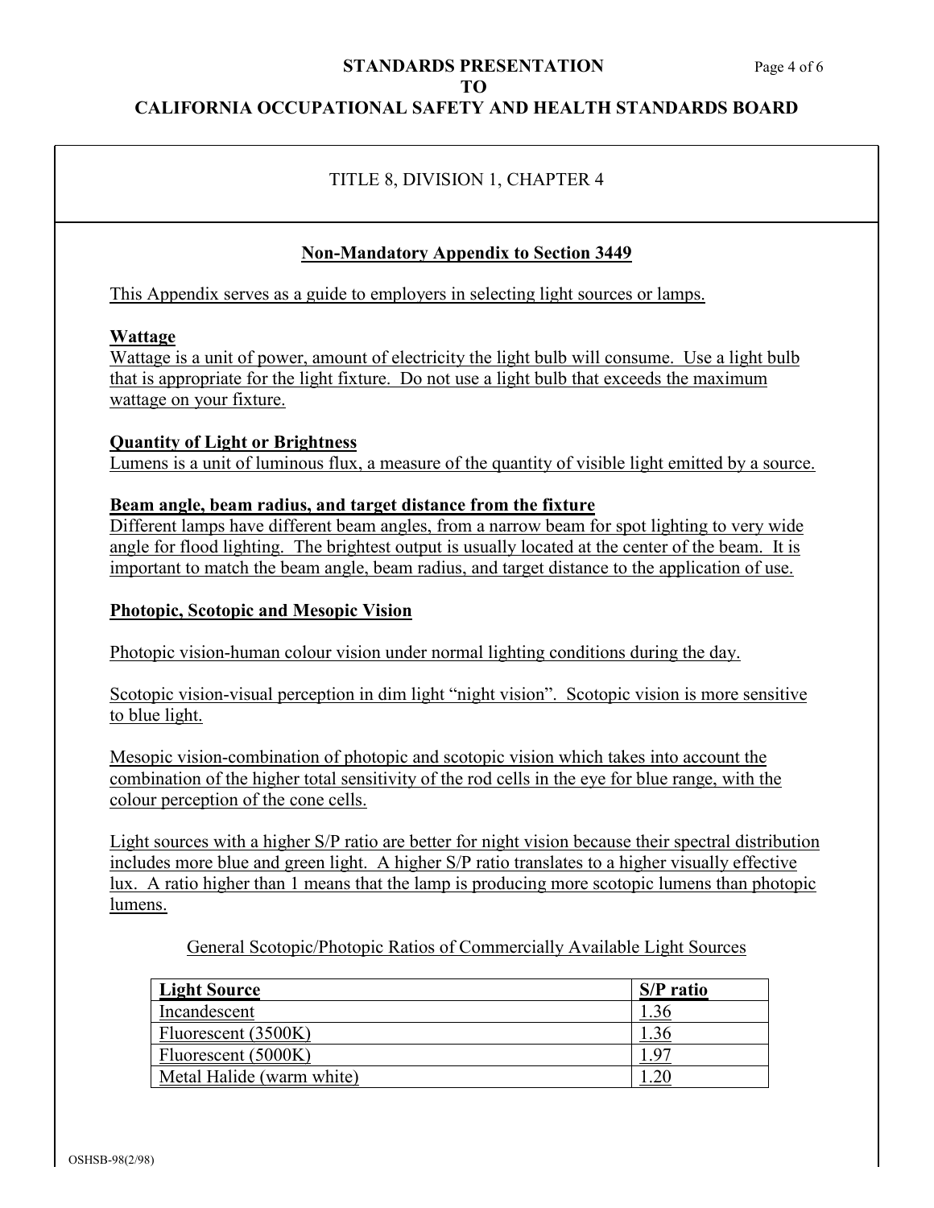TITLE 8, DIVISION 1, CHAPTER 4

## Non-Mandatory Appendix to Section 3449

This Appendix serves as a guide to employers in selecting light sources or lamps.

### Wattage

Wattage is a unit of power, amount of electricity the light bulb will consume. Use a light bulb that is appropriate for the light fixture. Do not use a light bulb that exceeds the maximum wattage on your fixture.

### Quantity of Light or Brightness

Lumens is a unit of luminous flux, a measure of the quantity of visible light emitted by a source.

### Beam angle, beam radius, and target distance from the fixture

Different lamps have different beam angles, from a narrow beam for spot lighting to very wide angle for flood lighting. The brightest output is usually located at the center of the beam. It is important to match the beam angle, beam radius, and target distance to the application of use.

### Photopic, Scotopic and Mesopic Vision

Photopic vision-human colour vision under normal lighting conditions during the day.

Scotopic vision-visual perception in dim light "night vision". Scotopic vision is more sensitive to blue light.

Mesopic vision-combination of photopic and scotopic vision which takes into account the combination of the higher total sensitivity of the rod cells in the eye for blue range, with the colour perception of the cone cells.

Light sources with a higher S/P ratio are better for night vision because their spectral distribution includes more blue and green light. A higher S/P ratio translates to a higher visually effective lux. A ratio higher than 1 means that the lamp is producing more scotopic lumens than photopic lumens.

General Scotopic/Photopic Ratios of Commercially Available Light Sources

| Light Source | S/P ratio |
|---|---|
| Incandescent | 1.36 |
| Fluorescent (3500K) | 1.36 |
| Fluorescent (5000K) | 1.97 |
| Metal Halide (warm white) | 1.20 |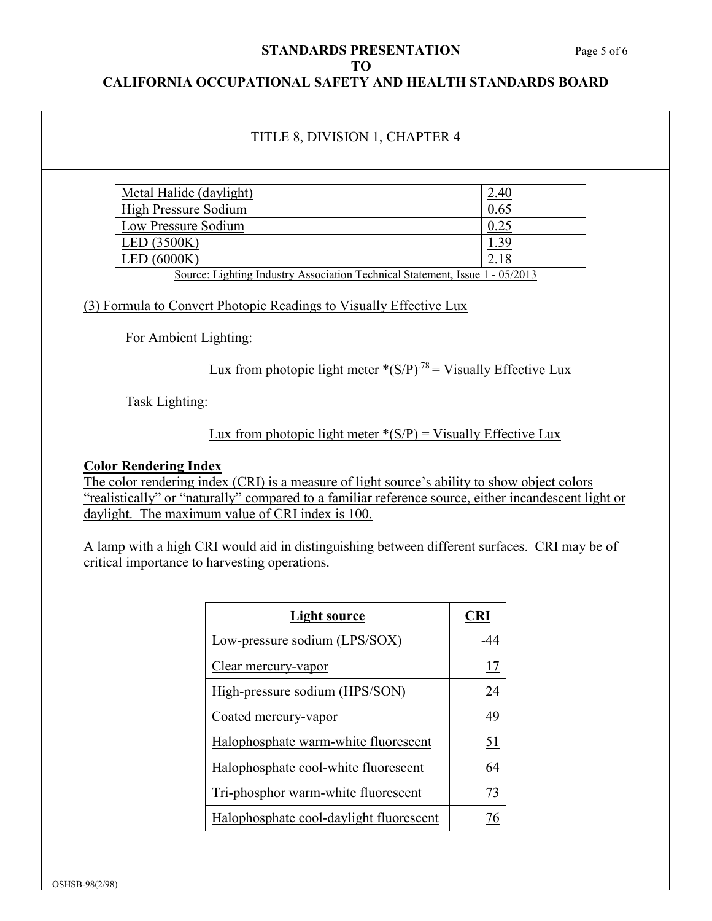TITLE 8, DIVISION 1, CHAPTER 4

| | |
|---|---|
| Metal Halide (daylight) | 2.40 |
| High Pressure Sodium | 0.65 |
| Low Pressure Sodium | 0.25 |
| LED (3500K) | 1.39 |
| LED (6000K) | 2.18 |

Source: Lighting Industry Association Technical Statement, Issue 1 - 05/2013

(3) Formula to Convert Photopic Readings to Visually Effective Lux

For Ambient Lighting:

Lux from photopic light meter $*(S/P)^{.78}$ = Visually Effective Lux

Task Lighting:

Lux from photopic light meter *(S/P) = Visually Effective Lux

**Color Rendering Index**

The color rendering index (CRI) is a measure of light source's ability to show object colors "realistically" or "naturally" compared to a familiar reference source, either incandescent light or daylight. The maximum value of CRI index is 100.

A lamp with a high CRI would aid in distinguishing between different surfaces. CRI may be of critical importance to harvesting operations.

| Light source | CRI |
|---|---|
| Low-pressure sodium (LPS/SOX) | -44 |
| Clear mercury-vapor | 17 |
| High-pressure sodium (HPS/SON) | 24 |
| Coated mercury-vapor | 49 |
| Halophosphate warm-white fluorescent | 51 |
| Halophosphate cool-white fluorescent | 64 |
| Tri-phosphor warm-white fluorescent | 73 |
| Halophosphate cool-daylight fluorescent | 76 |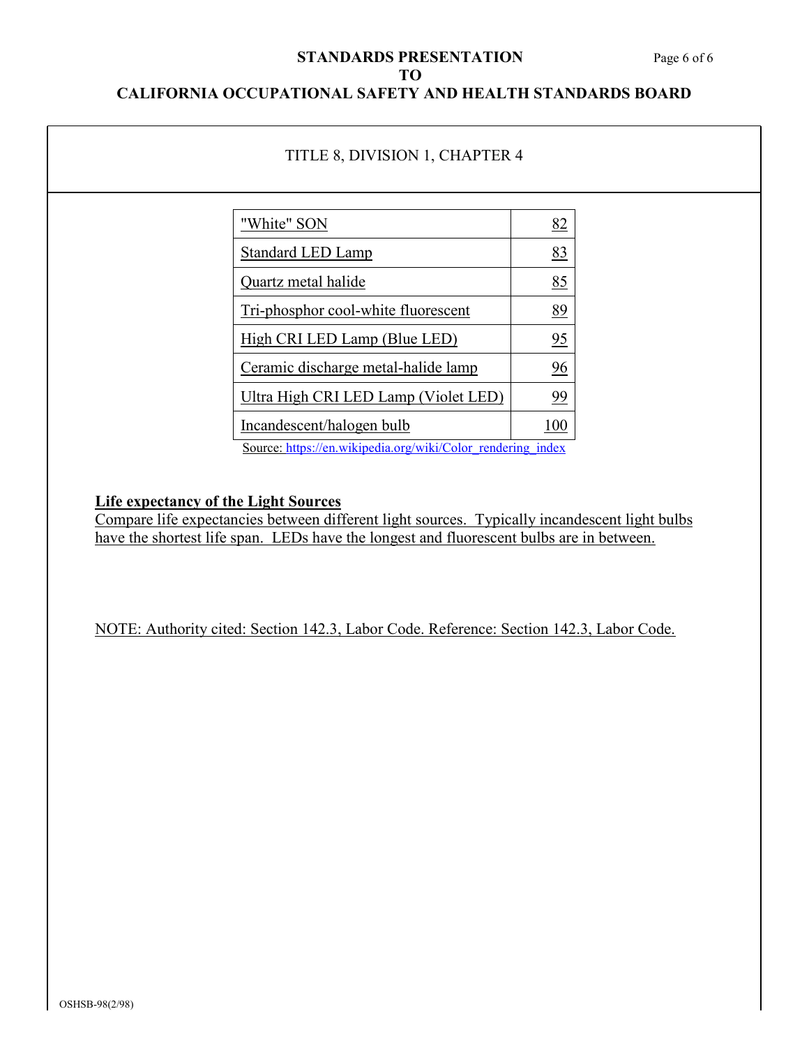TITLE 8, DIVISION 1, CHAPTER 4

| | |
|---|---|
| "White" SON | 82 |
| Standard LED Lamp | 83 |
| Quartz metal halide | 85 |
| Tri-phosphor cool-white fluorescent | 89 |
| High CRI LED Lamp (Blue LED) | 95 |
| Ceramic discharge metal-halide lamp | 96 |
| Ultra High CRI LED Lamp (Violet LED) | 99 |
| Incandescent/halogen bulb | 100 |

Source: https://en.wikipedia.org/wiki/Color_rendering_index

**Life expectancy of the Light Sources**

Compare life expectancies between different light sources. Typically incandescent light bulbs have the shortest life span. LEDs have the longest and fluorescent bulbs are in between.

NOTE: Authority cited: Section 142.3, Labor Code. Reference: Section 142.3, Labor Code.